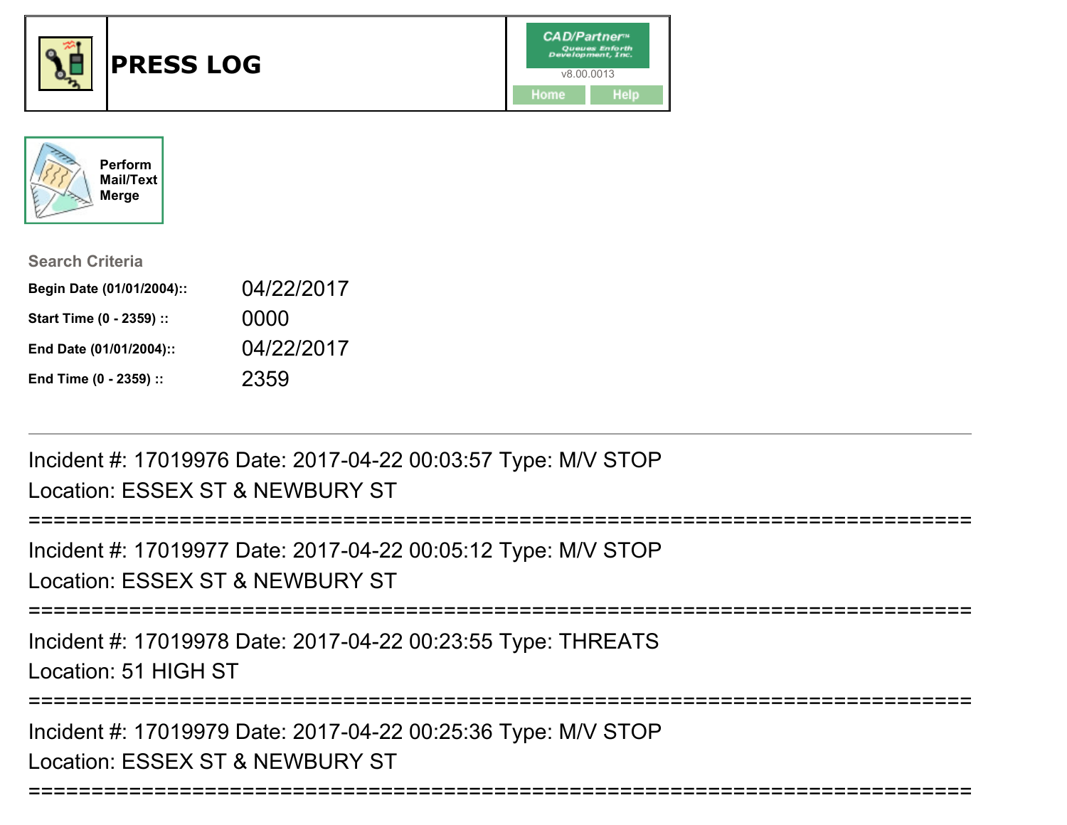# PRESS LOG

CAD/Partner™
Queues Enforth Development, Inc.
v8.00.0013

Home Help

Perform Mail/Text Merge

## Search Criteria

| | |
|---|---|
| **Begin Date (01/01/2004)::** | 04/22/2017 |
| **Start Time (0 - 2359) ::** | 0000 |
| **End Date (01/01/2004)::** | 04/22/2017 |
| **End Time (0 - 2359) ::** | 2359 |

---

Incident #: 17019976 Date: 2017-04-22 00:03:57 Type: M/V STOP
Location: ESSEX ST & NEWBURY ST

===========================================================================

Incident #: 17019977 Date: 2017-04-22 00:05:12 Type: M/V STOP
Location: ESSEX ST & NEWBURY ST

===========================================================================

Incident #: 17019978 Date: 2017-04-22 00:23:55 Type: THREATS
Location: 51 HIGH ST

===========================================================================

Incident #: 17019979 Date: 2017-04-22 00:25:36 Type: M/V STOP
Location: ESSEX ST & NEWBURY ST

===========================================================================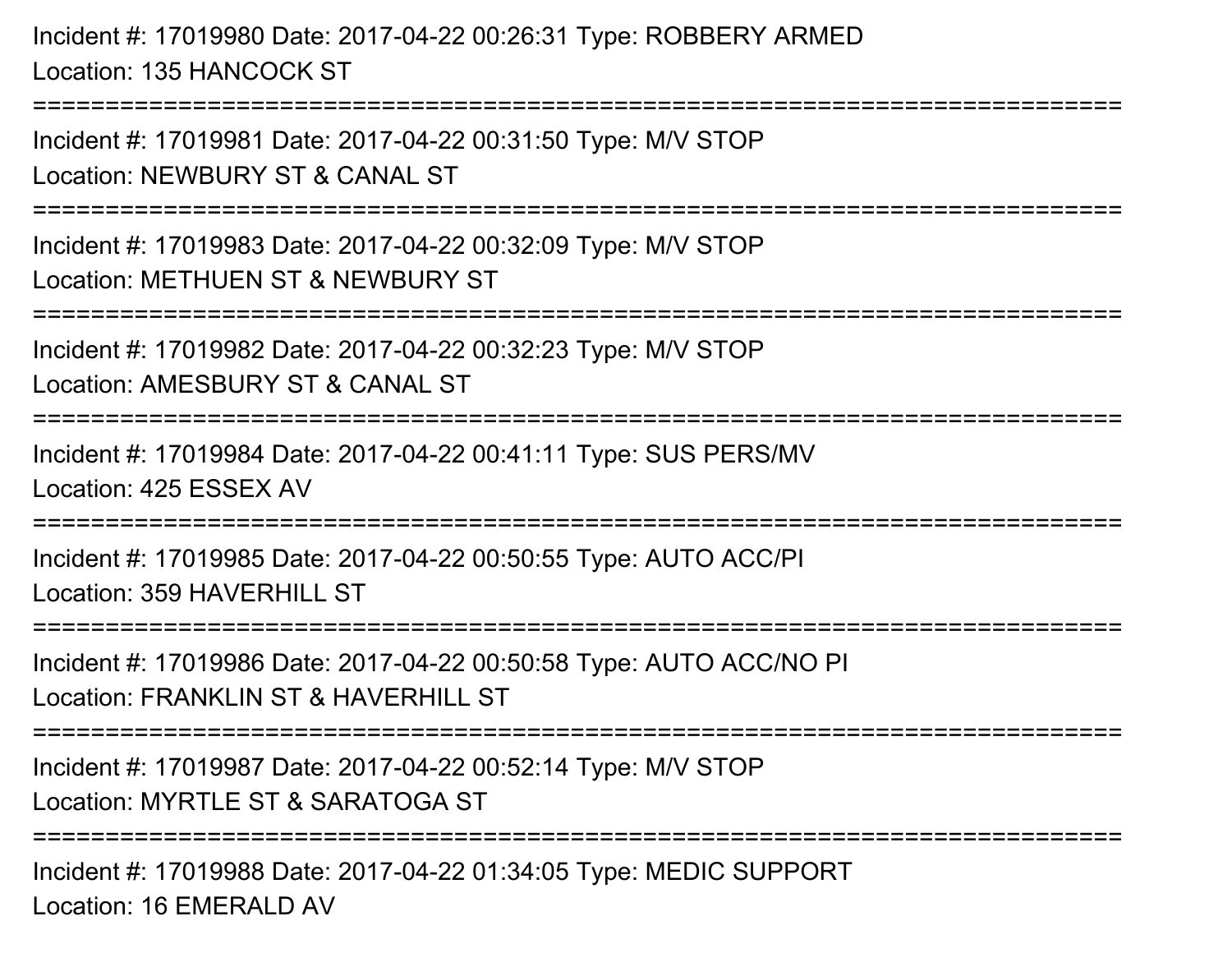Incident #: 17019980 Date: 2017-04-22 00:26:31 Type: ROBBERY ARMED
Location: 135 HANCOCK ST

===========================================================================

Incident #: 17019981 Date: 2017-04-22 00:31:50 Type: M/V STOP
Location: NEWBURY ST & CANAL ST

===========================================================================

Incident #: 17019983 Date: 2017-04-22 00:32:09 Type: M/V STOP
Location: METHUEN ST & NEWBURY ST

===========================================================================

Incident #: 17019982 Date: 2017-04-22 00:32:23 Type: M/V STOP
Location: AMESBURY ST & CANAL ST

===========================================================================

Incident #: 17019984 Date: 2017-04-22 00:41:11 Type: SUS PERS/MV
Location: 425 ESSEX AV

===========================================================================

Incident #: 17019985 Date: 2017-04-22 00:50:55 Type: AUTO ACC/PI
Location: 359 HAVERHILL ST

===========================================================================

Incident #: 17019986 Date: 2017-04-22 00:50:58 Type: AUTO ACC/NO PI
Location: FRANKLIN ST & HAVERHILL ST

===========================================================================

Incident #: 17019987 Date: 2017-04-22 00:52:14 Type: M/V STOP
Location: MYRTLE ST & SARATOGA ST

===========================================================================

Incident #: 17019988 Date: 2017-04-22 01:34:05 Type: MEDIC SUPPORT
Location: 16 EMERALD AV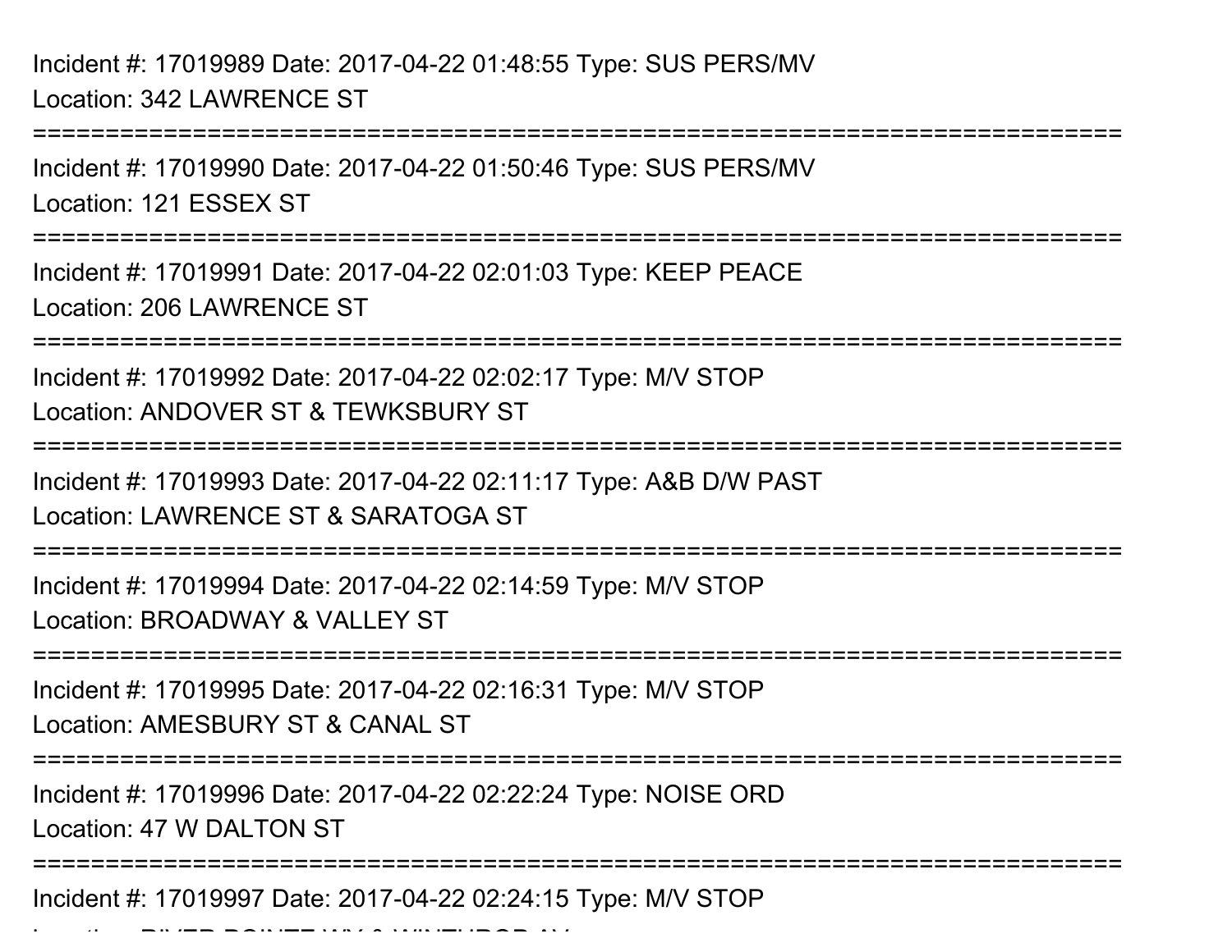Incident #: 17019989 Date: 2017-04-22 01:48:55 Type: SUS PERS/MV
Location: 342 LAWRENCE ST

===========================================================================

Incident #: 17019990 Date: 2017-04-22 01:50:46 Type: SUS PERS/MV
Location: 121 ESSEX ST

===========================================================================

Incident #: 17019991 Date: 2017-04-22 02:01:03 Type: KEEP PEACE
Location: 206 LAWRENCE ST

===========================================================================

Incident #: 17019992 Date: 2017-04-22 02:02:17 Type: M/V STOP
Location: ANDOVER ST & TEWKSBURY ST

===========================================================================

Incident #: 17019993 Date: 2017-04-22 02:11:17 Type: A&B D/W PAST
Location: LAWRENCE ST & SARATOGA ST

===========================================================================

Incident #: 17019994 Date: 2017-04-22 02:14:59 Type: M/V STOP
Location: BROADWAY & VALLEY ST

===========================================================================

Incident #: 17019995 Date: 2017-04-22 02:16:31 Type: M/V STOP
Location: AMESBURY ST & CANAL ST

===========================================================================

Incident #: 17019996 Date: 2017-04-22 02:22:24 Type: NOISE ORD
Location: 47 W DALTON ST

===========================================================================

Incident #: 17019997 Date: 2017-04-22 02:24:15 Type: M/V STOP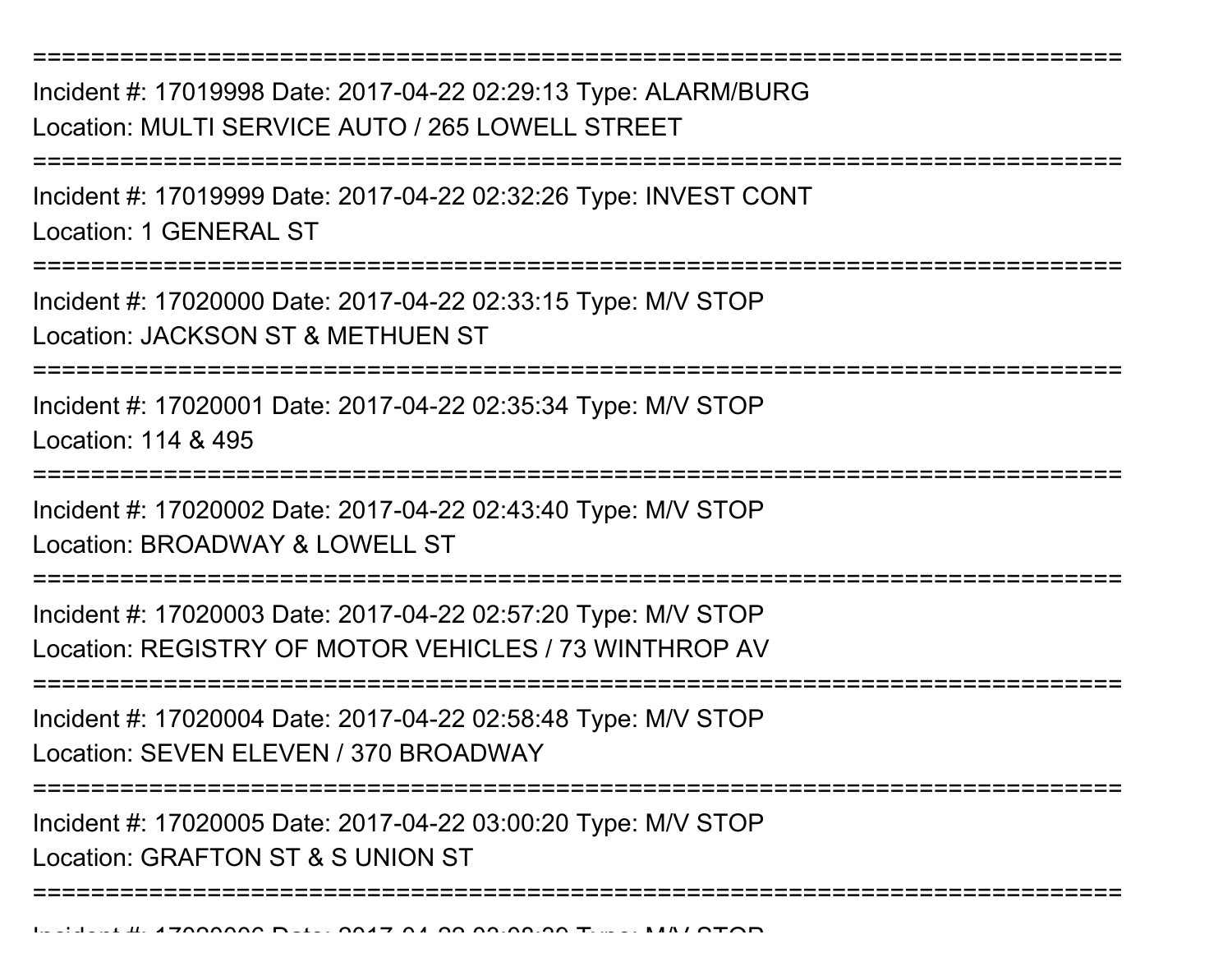===========================================================================

Incident #: 17019998 Date: 2017-04-22 02:29:13 Type: ALARM/BURG
Location: MULTI SERVICE AUTO / 265 LOWELL STREET

===========================================================================

Incident #: 17019999 Date: 2017-04-22 02:32:26 Type: INVEST CONT
Location: 1 GENERAL ST

===========================================================================

Incident #: 17020000 Date: 2017-04-22 02:33:15 Type: M/V STOP
Location: JACKSON ST & METHUEN ST

===========================================================================

Incident #: 17020001 Date: 2017-04-22 02:35:34 Type: M/V STOP
Location: 114 & 495

===========================================================================

Incident #: 17020002 Date: 2017-04-22 02:43:40 Type: M/V STOP
Location: BROADWAY & LOWELL ST

===========================================================================

Incident #: 17020003 Date: 2017-04-22 02:57:20 Type: M/V STOP
Location: REGISTRY OF MOTOR VEHICLES / 73 WINTHROP AV

===========================================================================

Incident #: 17020004 Date: 2017-04-22 02:58:48 Type: M/V STOP
Location: SEVEN ELEVEN / 370 BROADWAY

===========================================================================

Incident #: 17020005 Date: 2017-04-22 03:00:20 Type: M/V STOP
Location: GRAFTON ST & S UNION ST

===========================================================================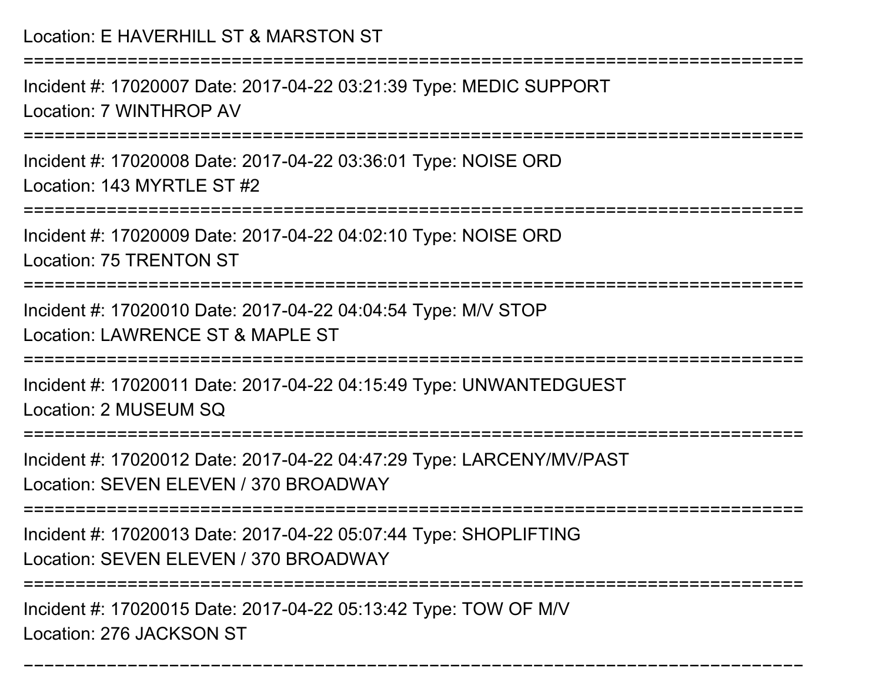Location: E HAVERHILL ST & MARSTON ST

===========================================================================

Incident #: 17020007 Date: 2017-04-22 03:21:39 Type: MEDIC SUPPORT
Location: 7 WINTHROP AV

===========================================================================

Incident #: 17020008 Date: 2017-04-22 03:36:01 Type: NOISE ORD
Location: 143 MYRTLE ST #2

===========================================================================

Incident #: 17020009 Date: 2017-04-22 04:02:10 Type: NOISE ORD
Location: 75 TRENTON ST

===========================================================================

Incident #: 17020010 Date: 2017-04-22 04:04:54 Type: M/V STOP
Location: LAWRENCE ST & MAPLE ST

===========================================================================

Incident #: 17020011 Date: 2017-04-22 04:15:49 Type: UNWANTEDGUEST
Location: 2 MUSEUM SQ

===========================================================================

Incident #: 17020012 Date: 2017-04-22 04:47:29 Type: LARCENY/MV/PAST
Location: SEVEN ELEVEN / 370 BROADWAY

===========================================================================

Incident #: 17020013 Date: 2017-04-22 05:07:44 Type: SHOPLIFTING
Location: SEVEN ELEVEN / 370 BROADWAY

===========================================================================

Incident #: 17020015 Date: 2017-04-22 05:13:42 Type: TOW OF M/V
Location: 276 JACKSON ST

---------------------------------------------------------------------------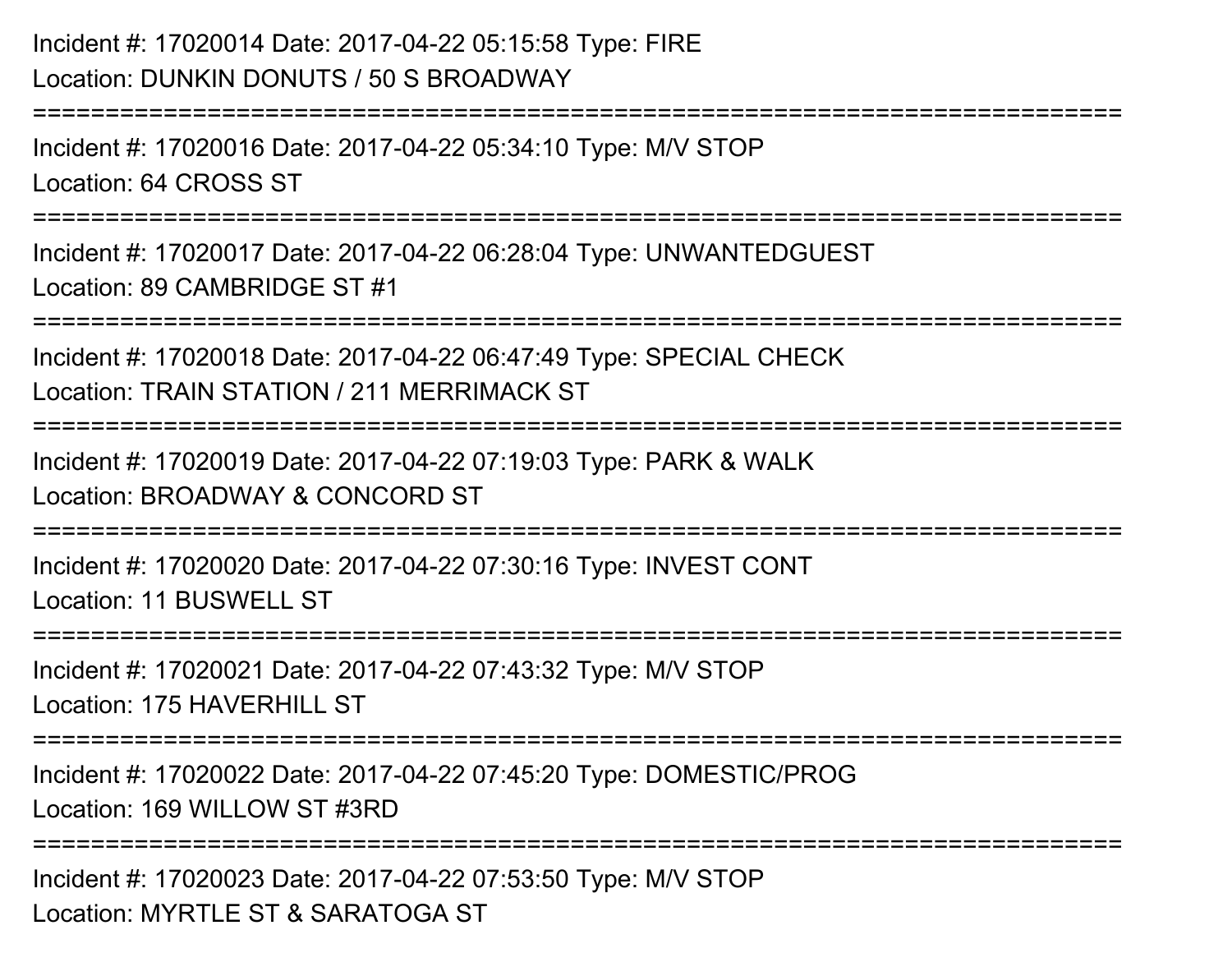Incident #: 17020014 Date: 2017-04-22 05:15:58 Type: FIRE
Location: DUNKIN DONUTS / 50 S BROADWAY

===========================================================================

Incident #: 17020016 Date: 2017-04-22 05:34:10 Type: M/V STOP
Location: 64 CROSS ST

===========================================================================

Incident #: 17020017 Date: 2017-04-22 06:28:04 Type: UNWANTEDGUEST
Location: 89 CAMBRIDGE ST #1

===========================================================================

Incident #: 17020018 Date: 2017-04-22 06:47:49 Type: SPECIAL CHECK
Location: TRAIN STATION / 211 MERRIMACK ST

===========================================================================

Incident #: 17020019 Date: 2017-04-22 07:19:03 Type: PARK & WALK
Location: BROADWAY & CONCORD ST

===========================================================================

Incident #: 17020020 Date: 2017-04-22 07:30:16 Type: INVEST CONT
Location: 11 BUSWELL ST

===========================================================================

Incident #: 17020021 Date: 2017-04-22 07:43:32 Type: M/V STOP
Location: 175 HAVERHILL ST

===========================================================================

Incident #: 17020022 Date: 2017-04-22 07:45:20 Type: DOMESTIC/PROG
Location: 169 WILLOW ST #3RD

===========================================================================

Incident #: 17020023 Date: 2017-04-22 07:53:50 Type: M/V STOP
Location: MYRTLE ST & SARATOGA ST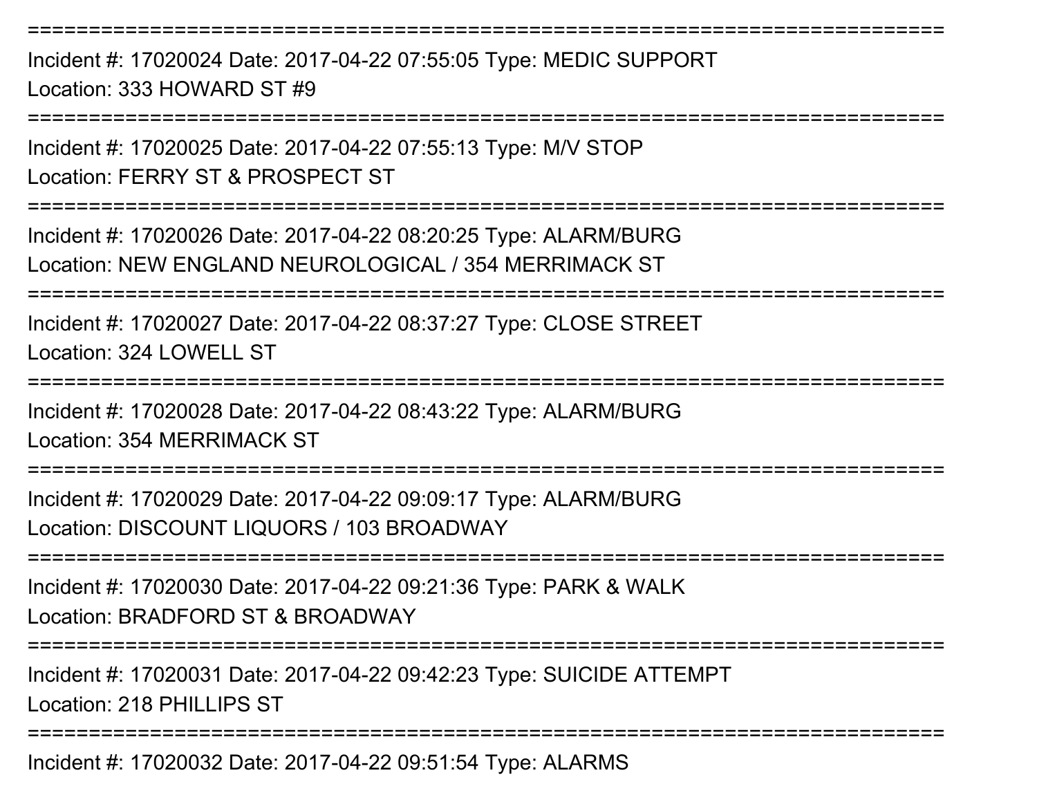===========================================================================

Incident #: 17020024 Date: 2017-04-22 07:55:05 Type: MEDIC SUPPORT

Location: 333 HOWARD ST #9

===========================================================================

Incident #: 17020025 Date: 2017-04-22 07:55:13 Type: M/V STOP

Location: FERRY ST & PROSPECT ST

===========================================================================

Incident #: 17020026 Date: 2017-04-22 08:20:25 Type: ALARM/BURG

Location: NEW ENGLAND NEUROLOGICAL / 354 MERRIMACK ST

===========================================================================

Incident #: 17020027 Date: 2017-04-22 08:37:27 Type: CLOSE STREET

Location: 324 LOWELL ST

===========================================================================

Incident #: 17020028 Date: 2017-04-22 08:43:22 Type: ALARM/BURG

Location: 354 MERRIMACK ST

===========================================================================

Incident #: 17020029 Date: 2017-04-22 09:09:17 Type: ALARM/BURG

Location: DISCOUNT LIQUORS / 103 BROADWAY

===========================================================================

Incident #: 17020030 Date: 2017-04-22 09:21:36 Type: PARK & WALK

Location: BRADFORD ST & BROADWAY

===========================================================================

Incident #: 17020031 Date: 2017-04-22 09:42:23 Type: SUICIDE ATTEMPT

Location: 218 PHILLIPS ST

===========================================================================

Incident #: 17020032 Date: 2017-04-22 09:51:54 Type: ALARMS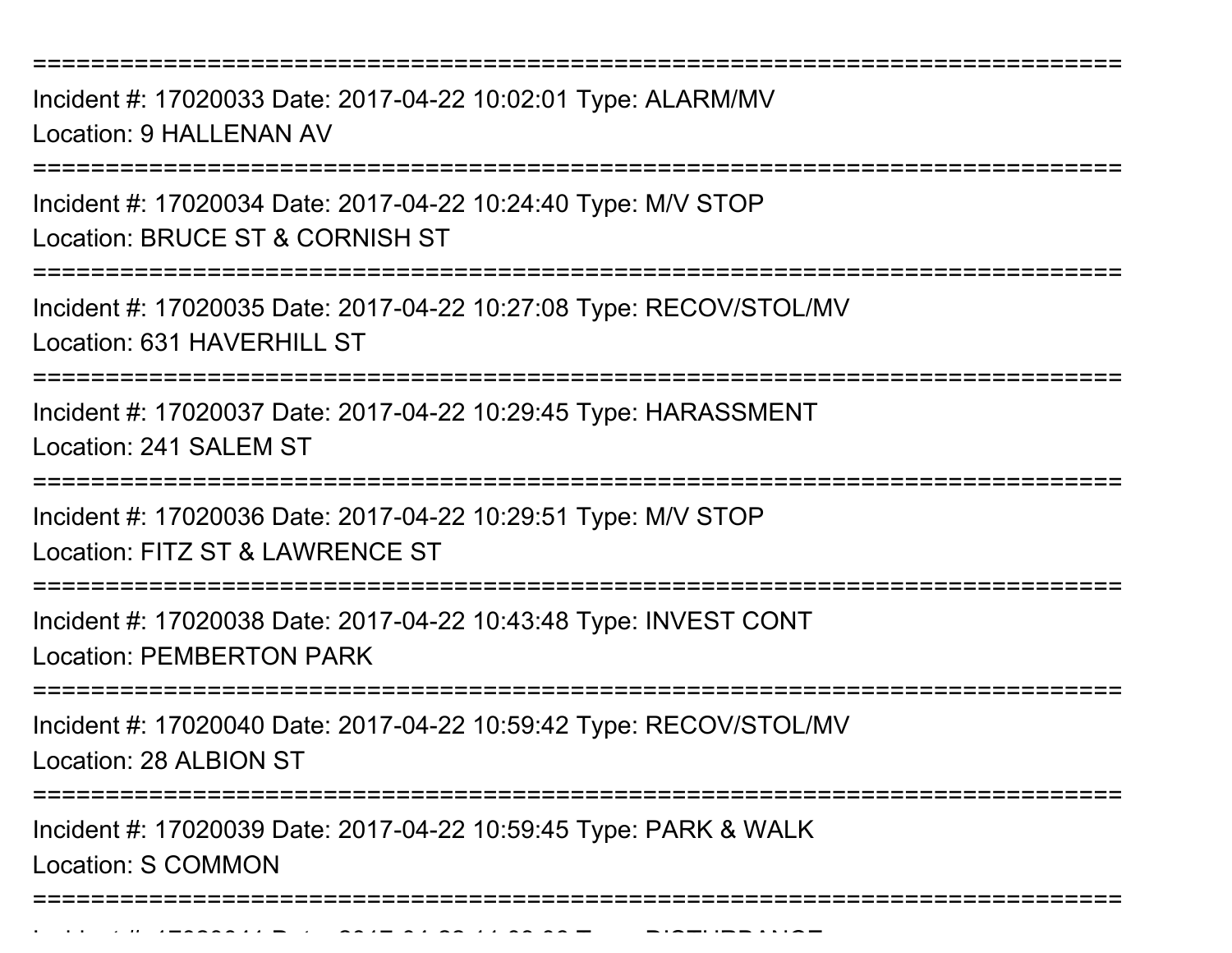===========================================================================

Incident #: 17020033 Date: 2017-04-22 10:02:01 Type: ALARM/MV

Location: 9 HALLENAN AV

===========================================================================

Incident #: 17020034 Date: 2017-04-22 10:24:40 Type: M/V STOP

Location: BRUCE ST & CORNISH ST

===========================================================================

Incident #: 17020035 Date: 2017-04-22 10:27:08 Type: RECOV/STOL/MV

Location: 631 HAVERHILL ST

===========================================================================

Incident #: 17020037 Date: 2017-04-22 10:29:45 Type: HARASSMENT

Location: 241 SALEM ST

===========================================================================

Incident #: 17020036 Date: 2017-04-22 10:29:51 Type: M/V STOP

Location: FITZ ST & LAWRENCE ST

===========================================================================

Incident #: 17020038 Date: 2017-04-22 10:43:48 Type: INVEST CONT

Location: PEMBERTON PARK

===========================================================================

Incident #: 17020040 Date: 2017-04-22 10:59:42 Type: RECOV/STOL/MV

Location: 28 ALBION ST

===========================================================================

Incident #: 17020039 Date: 2017-04-22 10:59:45 Type: PARK & WALK

Location: S COMMON

===========================================================================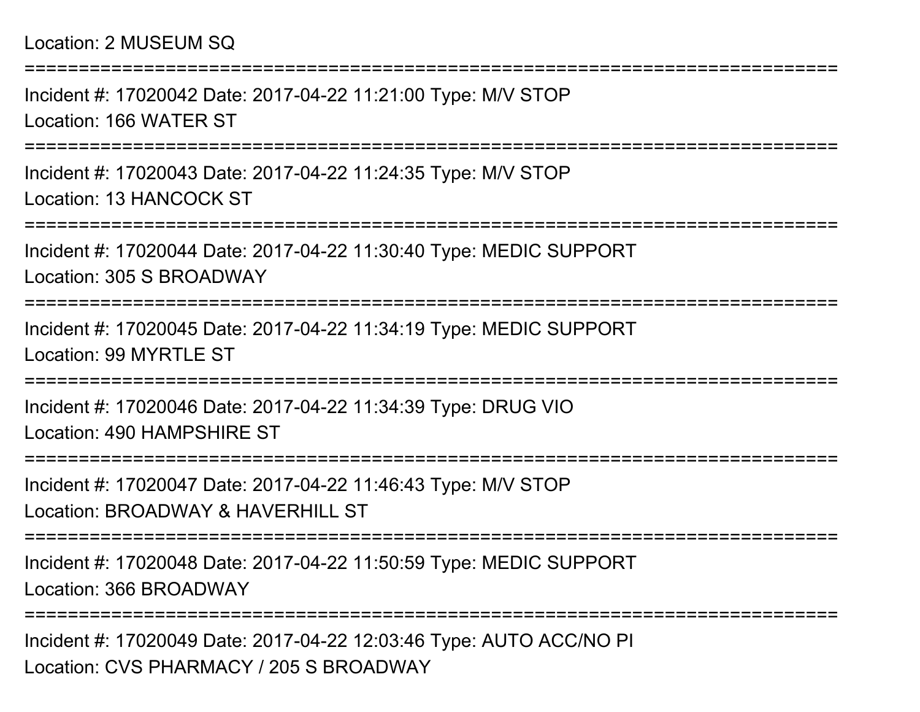Location: 2 MUSEUM SQ

===========================================================================

Incident #: 17020042 Date: 2017-04-22 11:21:00 Type: M/V STOP
Location: 166 WATER ST

===========================================================================

Incident #: 17020043 Date: 2017-04-22 11:24:35 Type: M/V STOP
Location: 13 HANCOCK ST

===========================================================================

Incident #: 17020044 Date: 2017-04-22 11:30:40 Type: MEDIC SUPPORT
Location: 305 S BROADWAY

===========================================================================

Incident #: 17020045 Date: 2017-04-22 11:34:19 Type: MEDIC SUPPORT
Location: 99 MYRTLE ST

===========================================================================

Incident #: 17020046 Date: 2017-04-22 11:34:39 Type: DRUG VIO
Location: 490 HAMPSHIRE ST

===========================================================================

Incident #: 17020047 Date: 2017-04-22 11:46:43 Type: M/V STOP
Location: BROADWAY & HAVERHILL ST

===========================================================================

Incident #: 17020048 Date: 2017-04-22 11:50:59 Type: MEDIC SUPPORT
Location: 366 BROADWAY

===========================================================================

Incident #: 17020049 Date: 2017-04-22 12:03:46 Type: AUTO ACC/NO PI
Location: CVS PHARMACY / 205 S BROADWAY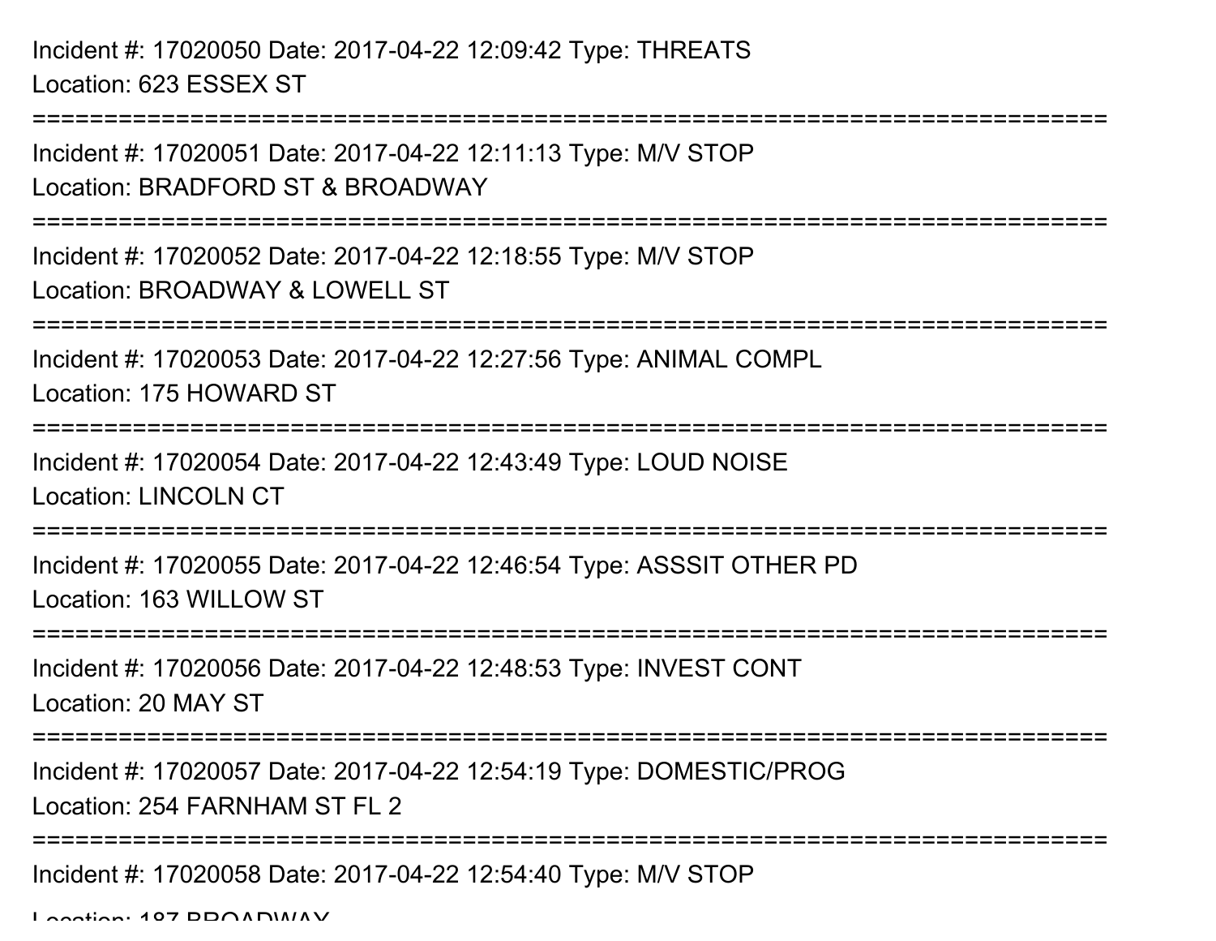Incident #: 17020050 Date: 2017-04-22 12:09:42 Type: THREATS
Location: 623 ESSEX ST

===========================================================================

Incident #: 17020051 Date: 2017-04-22 12:11:13 Type: M/V STOP
Location: BRADFORD ST & BROADWAY

===========================================================================

Incident #: 17020052 Date: 2017-04-22 12:18:55 Type: M/V STOP
Location: BROADWAY & LOWELL ST

===========================================================================

Incident #: 17020053 Date: 2017-04-22 12:27:56 Type: ANIMAL COMPL
Location: 175 HOWARD ST

===========================================================================

Incident #: 17020054 Date: 2017-04-22 12:43:49 Type: LOUD NOISE
Location: LINCOLN CT

===========================================================================

Incident #: 17020055 Date: 2017-04-22 12:46:54 Type: ASSSIT OTHER PD
Location: 163 WILLOW ST

===========================================================================

Incident #: 17020056 Date: 2017-04-22 12:48:53 Type: INVEST CONT
Location: 20 MAY ST

===========================================================================

Incident #: 17020057 Date: 2017-04-22 12:54:19 Type: DOMESTIC/PROG
Location: 254 FARNHAM ST FL 2

===========================================================================

Incident #: 17020058 Date: 2017-04-22 12:54:40 Type: M/V STOP
Location: 187 BROADWAY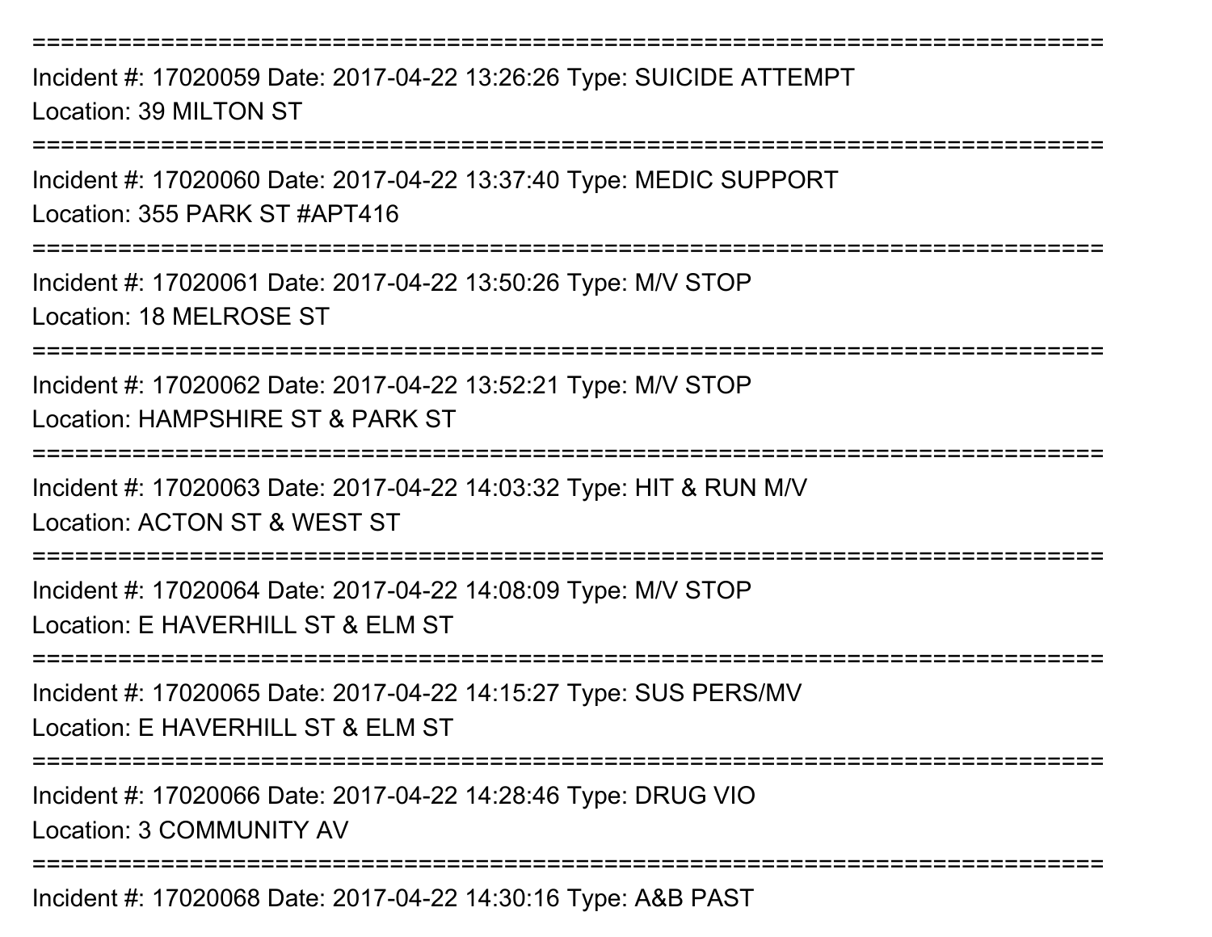===========================================================================
Incident #: 17020059 Date: 2017-04-22 13:26:26 Type: SUICIDE ATTEMPT
Location: 39 MILTON ST
===========================================================================
Incident #: 17020060 Date: 2017-04-22 13:37:40 Type: MEDIC SUPPORT
Location: 355 PARK ST #APT416
===========================================================================
Incident #: 17020061 Date: 2017-04-22 13:50:26 Type: M/V STOP
Location: 18 MELROSE ST
===========================================================================
Incident #: 17020062 Date: 2017-04-22 13:52:21 Type: M/V STOP
Location: HAMPSHIRE ST & PARK ST
===========================================================================
Incident #: 17020063 Date: 2017-04-22 14:03:32 Type: HIT & RUN M/V
Location: ACTON ST & WEST ST
===========================================================================
Incident #: 17020064 Date: 2017-04-22 14:08:09 Type: M/V STOP
Location: E HAVERHILL ST & ELM ST
===========================================================================
Incident #: 17020065 Date: 2017-04-22 14:15:27 Type: SUS PERS/MV
Location: E HAVERHILL ST & ELM ST
===========================================================================
Incident #: 17020066 Date: 2017-04-22 14:28:46 Type: DRUG VIO
Location: 3 COMMUNITY AV
===========================================================================
Incident #: 17020068 Date: 2017-04-22 14:30:16 Type: A&B PAST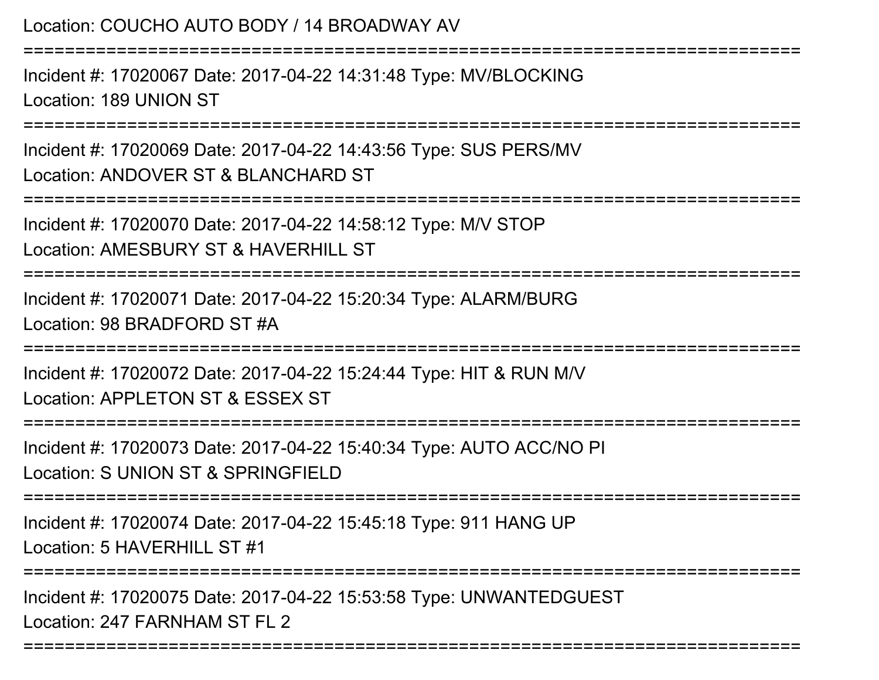Location: COUCHO AUTO BODY / 14 BROADWAY AV

===========================================================================

Incident #: 17020067 Date: 2017-04-22 14:31:48 Type: MV/BLOCKING

Location: 189 UNION ST

===========================================================================

Incident #: 17020069 Date: 2017-04-22 14:43:56 Type: SUS PERS/MV

Location: ANDOVER ST & BLANCHARD ST

===========================================================================

Incident #: 17020070 Date: 2017-04-22 14:58:12 Type: M/V STOP

Location: AMESBURY ST & HAVERHILL ST

===========================================================================

Incident #: 17020071 Date: 2017-04-22 15:20:34 Type: ALARM/BURG

Location: 98 BRADFORD ST #A

===========================================================================

Incident #: 17020072 Date: 2017-04-22 15:24:44 Type: HIT & RUN M/V

Location: APPLETON ST & ESSEX ST

===========================================================================

Incident #: 17020073 Date: 2017-04-22 15:40:34 Type: AUTO ACC/NO PI

Location: S UNION ST & SPRINGFIELD

===========================================================================

Incident #: 17020074 Date: 2017-04-22 15:45:18 Type: 911 HANG UP

Location: 5 HAVERHILL ST #1

===========================================================================

Incident #: 17020075 Date: 2017-04-22 15:53:58 Type: UNWANTEDGUEST

Location: 247 FARNHAM ST FL 2

===========================================================================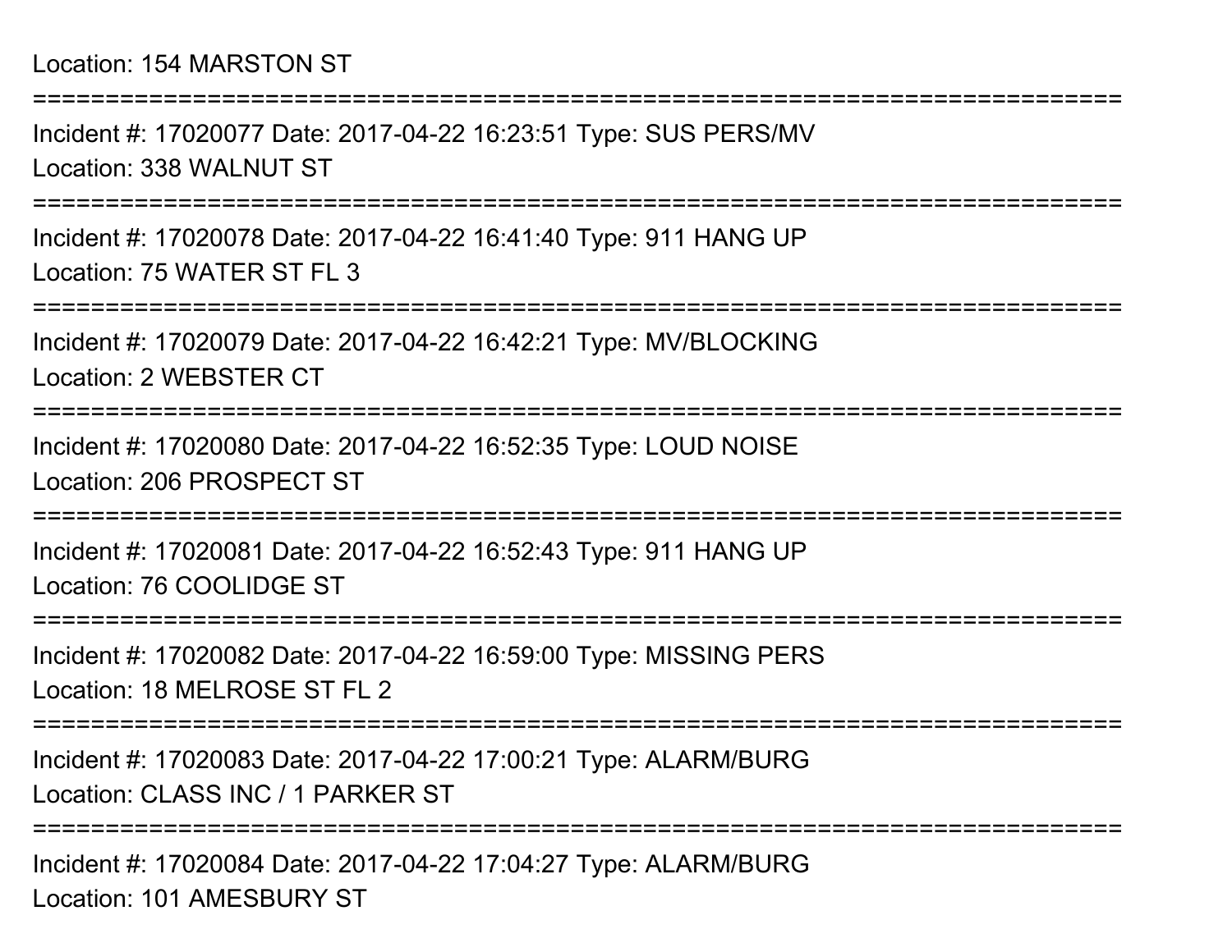Location: 154 MARSTON ST

===========================================================================

Incident #: 17020077 Date: 2017-04-22 16:23:51 Type: SUS PERS/MV

Location: 338 WALNUT ST

===========================================================================

Incident #: 17020078 Date: 2017-04-22 16:41:40 Type: 911 HANG UP

Location: 75 WATER ST FL 3

===========================================================================

Incident #: 17020079 Date: 2017-04-22 16:42:21 Type: MV/BLOCKING

Location: 2 WEBSTER CT

===========================================================================

Incident #: 17020080 Date: 2017-04-22 16:52:35 Type: LOUD NOISE

Location: 206 PROSPECT ST

===========================================================================

Incident #: 17020081 Date: 2017-04-22 16:52:43 Type: 911 HANG UP

Location: 76 COOLIDGE ST

===========================================================================

Incident #: 17020082 Date: 2017-04-22 16:59:00 Type: MISSING PERS

Location: 18 MELROSE ST FL 2

===========================================================================

Incident #: 17020083 Date: 2017-04-22 17:00:21 Type: ALARM/BURG

Location: CLASS INC / 1 PARKER ST

===========================================================================

Incident #: 17020084 Date: 2017-04-22 17:04:27 Type: ALARM/BURG

Location: 101 AMESBURY ST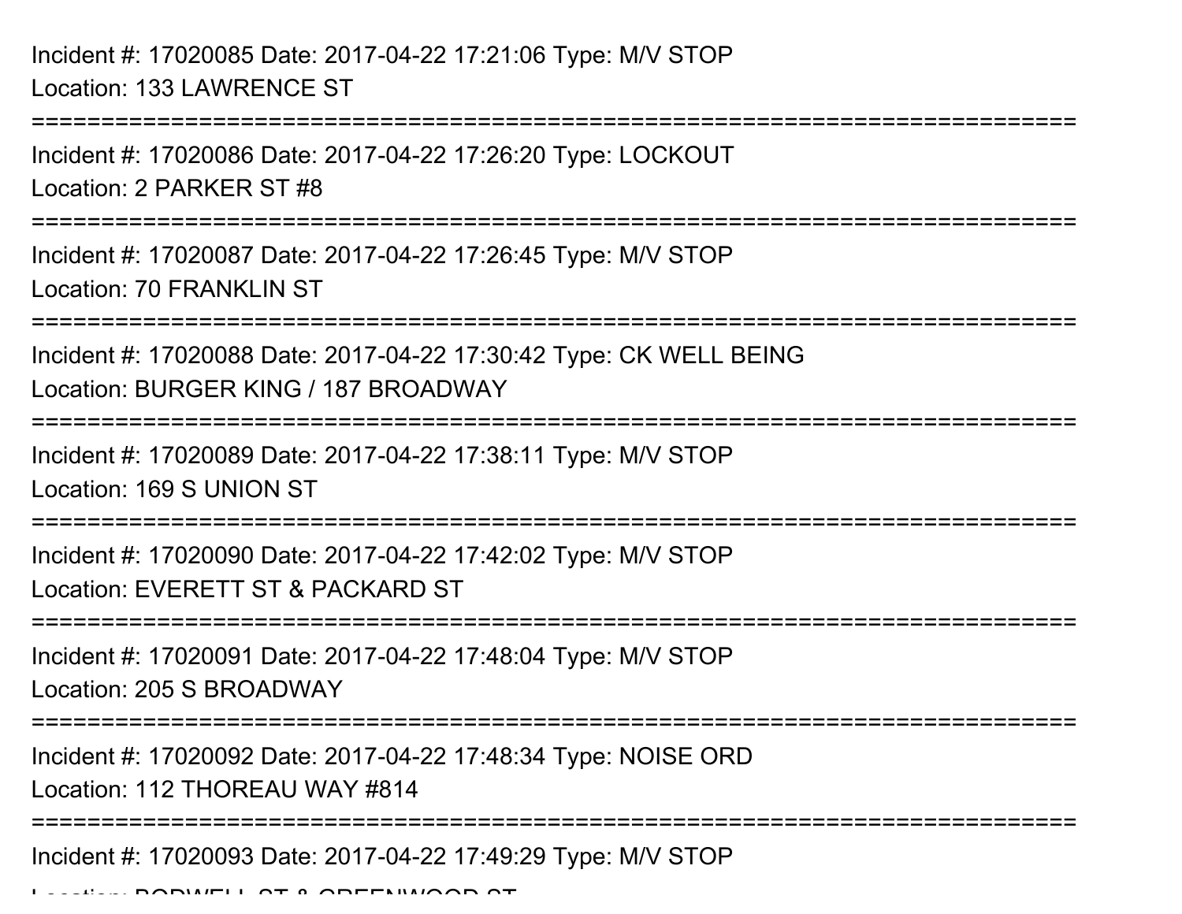Incident #: 17020085 Date: 2017-04-22 17:21:06 Type: M/V STOP
Location: 133 LAWRENCE ST

===========================================================================

Incident #: 17020086 Date: 2017-04-22 17:26:20 Type: LOCKOUT
Location: 2 PARKER ST #8

===========================================================================

Incident #: 17020087 Date: 2017-04-22 17:26:45 Type: M/V STOP
Location: 70 FRANKLIN ST

===========================================================================

Incident #: 17020088 Date: 2017-04-22 17:30:42 Type: CK WELL BEING
Location: BURGER KING / 187 BROADWAY

===========================================================================

Incident #: 17020089 Date: 2017-04-22 17:38:11 Type: M/V STOP
Location: 169 S UNION ST

===========================================================================

Incident #: 17020090 Date: 2017-04-22 17:42:02 Type: M/V STOP
Location: EVERETT ST & PACKARD ST

===========================================================================

Incident #: 17020091 Date: 2017-04-22 17:48:04 Type: M/V STOP
Location: 205 S BROADWAY

===========================================================================

Incident #: 17020092 Date: 2017-04-22 17:48:34 Type: NOISE ORD
Location: 112 THOREAU WAY #814

===========================================================================

Incident #: 17020093 Date: 2017-04-22 17:49:29 Type: M/V STOP
Location: BODWELL ST & GREENWOOD ST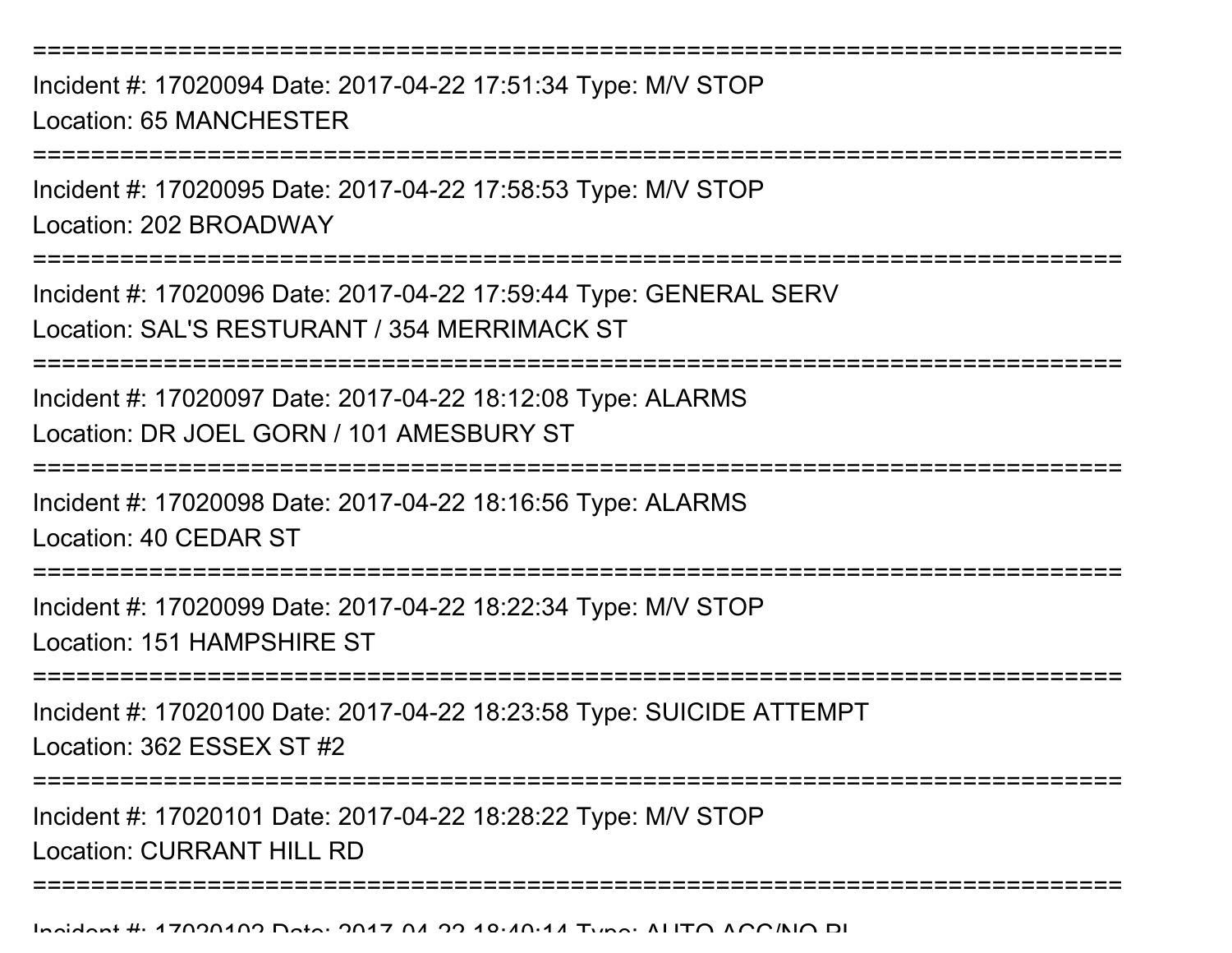===========================================================================
Incident #: 17020094 Date: 2017-04-22 17:51:34 Type: M/V STOP
Location: 65 MANCHESTER
===========================================================================
Incident #: 17020095 Date: 2017-04-22 17:58:53 Type: M/V STOP
Location: 202 BROADWAY
===========================================================================
Incident #: 17020096 Date: 2017-04-22 17:59:44 Type: GENERAL SERV
Location: SAL'S RESTURANT / 354 MERRIMACK ST
===========================================================================
Incident #: 17020097 Date: 2017-04-22 18:12:08 Type: ALARMS
Location: DR JOEL GORN / 101 AMESBURY ST
===========================================================================
Incident #: 17020098 Date: 2017-04-22 18:16:56 Type: ALARMS
Location: 40 CEDAR ST
===========================================================================
Incident #: 17020099 Date: 2017-04-22 18:22:34 Type: M/V STOP
Location: 151 HAMPSHIRE ST
===========================================================================
Incident #: 17020100 Date: 2017-04-22 18:23:58 Type: SUICIDE ATTEMPT
Location: 362 ESSEX ST #2
===========================================================================
Incident #: 17020101 Date: 2017-04-22 18:28:22 Type: M/V STOP
Location: CURRANT HILL RD
===========================================================================
Incident #: 17020102 Date: 2017-04-22 18:40:14 Type: AUTO ACC/NO PI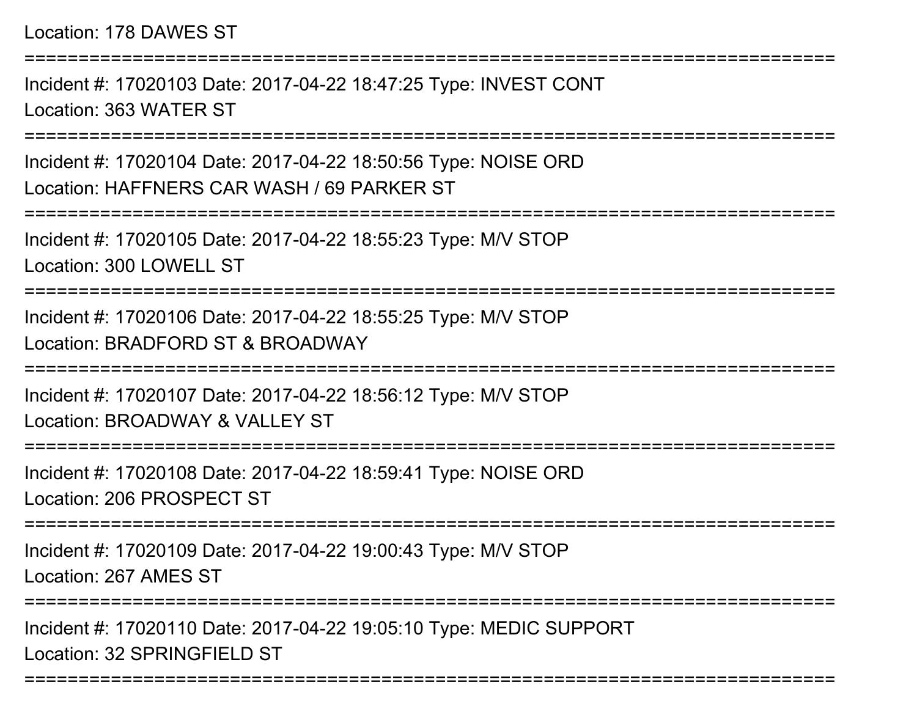Location: 178 DAWES ST

===========================================================================

Incident #: 17020103 Date: 2017-04-22 18:47:25 Type: INVEST CONT
Location: 363 WATER ST

===========================================================================

Incident #: 17020104 Date: 2017-04-22 18:50:56 Type: NOISE ORD
Location: HAFFNERS CAR WASH / 69 PARKER ST

===========================================================================

Incident #: 17020105 Date: 2017-04-22 18:55:23 Type: M/V STOP
Location: 300 LOWELL ST

===========================================================================

Incident #: 17020106 Date: 2017-04-22 18:55:25 Type: M/V STOP
Location: BRADFORD ST & BROADWAY

===========================================================================

Incident #: 17020107 Date: 2017-04-22 18:56:12 Type: M/V STOP
Location: BROADWAY & VALLEY ST

===========================================================================

Incident #: 17020108 Date: 2017-04-22 18:59:41 Type: NOISE ORD
Location: 206 PROSPECT ST

===========================================================================

Incident #: 17020109 Date: 2017-04-22 19:00:43 Type: M/V STOP
Location: 267 AMES ST

===========================================================================

Incident #: 17020110 Date: 2017-04-22 19:05:10 Type: MEDIC SUPPORT
Location: 32 SPRINGFIELD ST

===========================================================================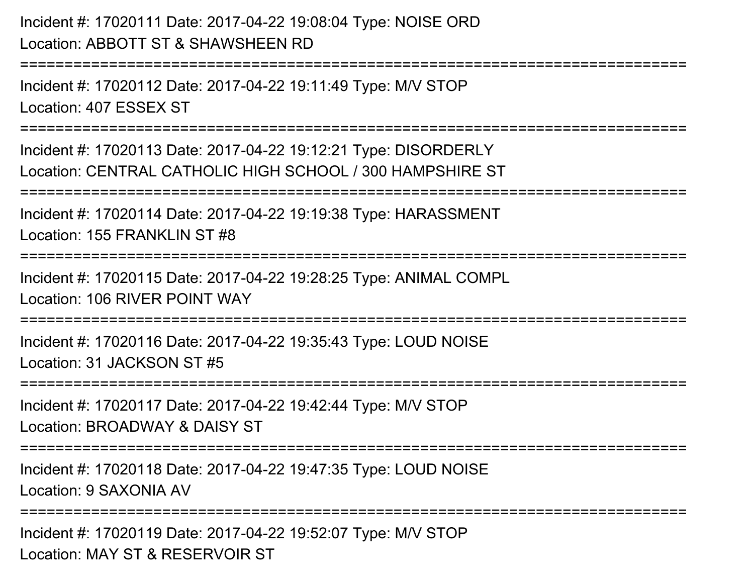Incident #: 17020111 Date: 2017-04-22 19:08:04 Type: NOISE ORD
Location: ABBOTT ST & SHAWSHEEN RD

===========================================================================

Incident #: 17020112 Date: 2017-04-22 19:11:49 Type: M/V STOP
Location: 407 ESSEX ST

===========================================================================

Incident #: 17020113 Date: 2017-04-22 19:12:21 Type: DISORDERLY
Location: CENTRAL CATHOLIC HIGH SCHOOL / 300 HAMPSHIRE ST

===========================================================================

Incident #: 17020114 Date: 2017-04-22 19:19:38 Type: HARASSMENT
Location: 155 FRANKLIN ST #8

===========================================================================

Incident #: 17020115 Date: 2017-04-22 19:28:25 Type: ANIMAL COMPL
Location: 106 RIVER POINT WAY

===========================================================================

Incident #: 17020116 Date: 2017-04-22 19:35:43 Type: LOUD NOISE
Location: 31 JACKSON ST #5

===========================================================================

Incident #: 17020117 Date: 2017-04-22 19:42:44 Type: M/V STOP
Location: BROADWAY & DAISY ST

===========================================================================

Incident #: 17020118 Date: 2017-04-22 19:47:35 Type: LOUD NOISE
Location: 9 SAXONIA AV

===========================================================================

Incident #: 17020119 Date: 2017-04-22 19:52:07 Type: M/V STOP
Location: MAY ST & RESERVOIR ST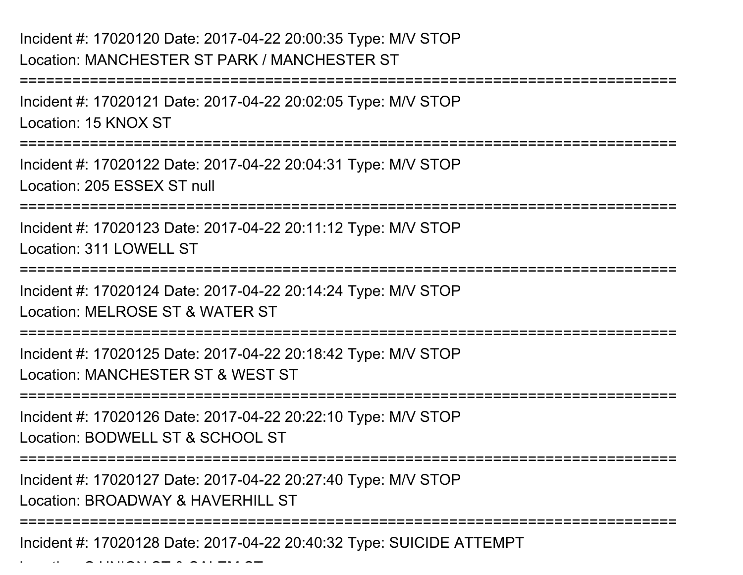Incident #: 17020120 Date: 2017-04-22 20:00:35 Type: M/V STOP
Location: MANCHESTER ST PARK / MANCHESTER ST

===========================================================================

Incident #: 17020121 Date: 2017-04-22 20:02:05 Type: M/V STOP
Location: 15 KNOX ST

===========================================================================

Incident #: 17020122 Date: 2017-04-22 20:04:31 Type: M/V STOP
Location: 205 ESSEX ST null

===========================================================================

Incident #: 17020123 Date: 2017-04-22 20:11:12 Type: M/V STOP
Location: 311 LOWELL ST

===========================================================================

Incident #: 17020124 Date: 2017-04-22 20:14:24 Type: M/V STOP
Location: MELROSE ST & WATER ST

===========================================================================

Incident #: 17020125 Date: 2017-04-22 20:18:42 Type: M/V STOP
Location: MANCHESTER ST & WEST ST

===========================================================================

Incident #: 17020126 Date: 2017-04-22 20:22:10 Type: M/V STOP
Location: BODWELL ST & SCHOOL ST

===========================================================================

Incident #: 17020127 Date: 2017-04-22 20:27:40 Type: M/V STOP
Location: BROADWAY & HAVERHILL ST

===========================================================================

Incident #: 17020128 Date: 2017-04-22 20:40:32 Type: SUICIDE ATTEMPT
Location: S UNION ST & SALEM ST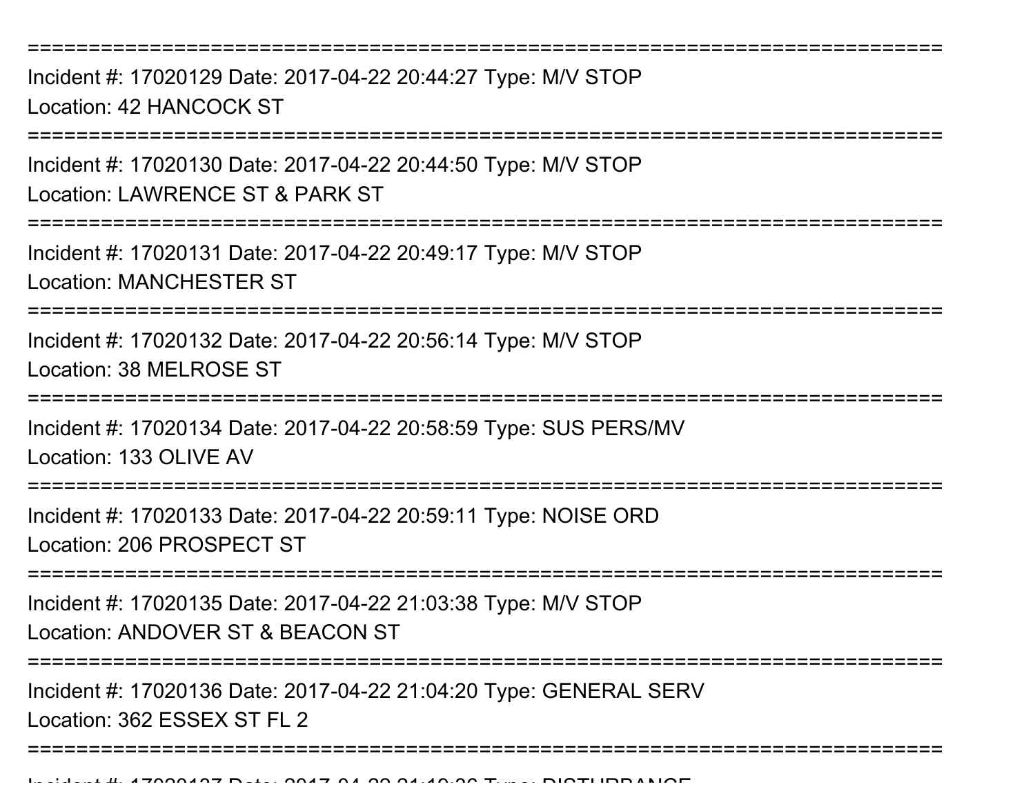==============================================================================
Incident #: 17020129 Date: 2017-04-22 20:44:27 Type: M/V STOP
Location: 42 HANCOCK ST
==============================================================================
Incident #: 17020130 Date: 2017-04-22 20:44:50 Type: M/V STOP
Location: LAWRENCE ST & PARK ST
==============================================================================
Incident #: 17020131 Date: 2017-04-22 20:49:17 Type: M/V STOP
Location: MANCHESTER ST
==============================================================================
Incident #: 17020132 Date: 2017-04-22 20:56:14 Type: M/V STOP
Location: 38 MELROSE ST
==============================================================================
Incident #: 17020134 Date: 2017-04-22 20:58:59 Type: SUS PERS/MV
Location: 133 OLIVE AV
==============================================================================
Incident #: 17020133 Date: 2017-04-22 20:59:11 Type: NOISE ORD
Location: 206 PROSPECT ST
==============================================================================
Incident #: 17020135 Date: 2017-04-22 21:03:38 Type: M/V STOP
Location: ANDOVER ST & BEACON ST
==============================================================================
Incident #: 17020136 Date: 2017-04-22 21:04:20 Type: GENERAL SERV
Location: 362 ESSEX ST FL 2
==============================================================================
Incident #: 17020137 Date: 2017-04-22 21:10:36 Type: DISTURBANCE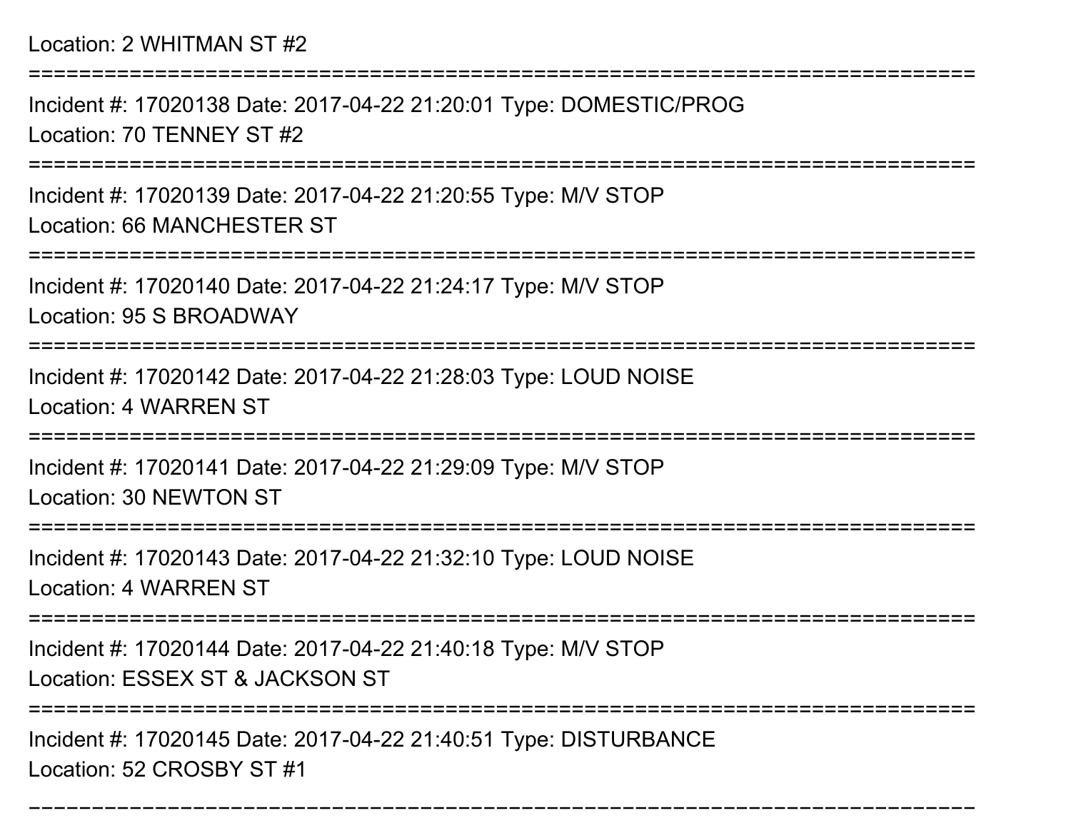Location: 2 WHITMAN ST #2

===========================================================================

Incident #: 17020138 Date: 2017-04-22 21:20:01 Type: DOMESTIC/PROG

Location: 70 TENNEY ST #2

===========================================================================

Incident #: 17020139 Date: 2017-04-22 21:20:55 Type: M/V STOP

Location: 66 MANCHESTER ST

===========================================================================

Incident #: 17020140 Date: 2017-04-22 21:24:17 Type: M/V STOP

Location: 95 S BROADWAY

===========================================================================

Incident #: 17020142 Date: 2017-04-22 21:28:03 Type: LOUD NOISE

Location: 4 WARREN ST

===========================================================================

Incident #: 17020141 Date: 2017-04-22 21:29:09 Type: M/V STOP

Location: 30 NEWTON ST

===========================================================================

Incident #: 17020143 Date: 2017-04-22 21:32:10 Type: LOUD NOISE

Location: 4 WARREN ST

===========================================================================

Incident #: 17020144 Date: 2017-04-22 21:40:18 Type: M/V STOP

Location: ESSEX ST & JACKSON ST

===========================================================================

Incident #: 17020145 Date: 2017-04-22 21:40:51 Type: DISTURBANCE

Location: 52 CROSBY ST #1

===========================================================================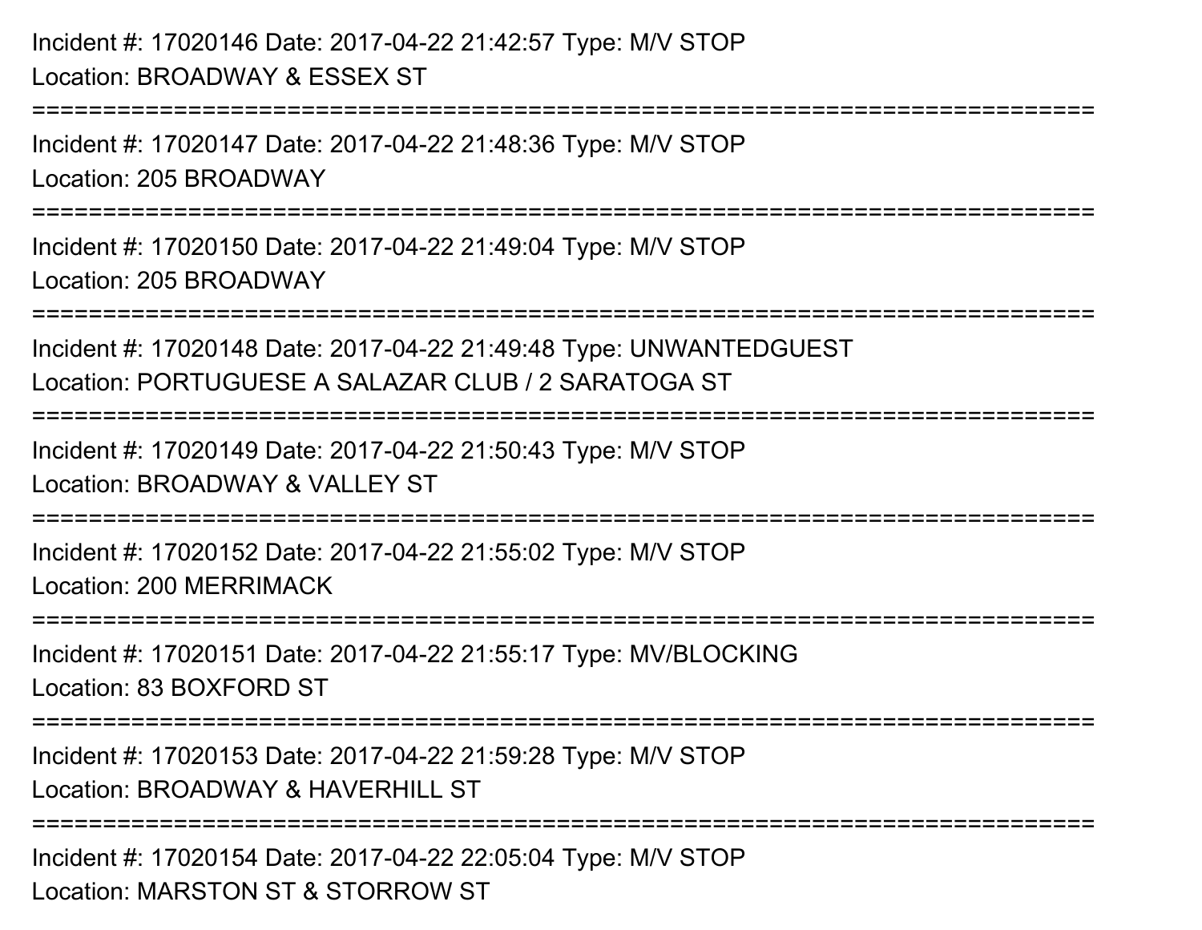Incident #: 17020146 Date: 2017-04-22 21:42:57 Type: M/V STOP
Location: BROADWAY & ESSEX ST

===========================================================================

Incident #: 17020147 Date: 2017-04-22 21:48:36 Type: M/V STOP
Location: 205 BROADWAY

===========================================================================

Incident #: 17020150 Date: 2017-04-22 21:49:04 Type: M/V STOP
Location: 205 BROADWAY

===========================================================================

Incident #: 17020148 Date: 2017-04-22 21:49:48 Type: UNWANTEDGUEST
Location: PORTUGUESE A SALAZAR CLUB / 2 SARATOGA ST

===========================================================================

Incident #: 17020149 Date: 2017-04-22 21:50:43 Type: M/V STOP
Location: BROADWAY & VALLEY ST

===========================================================================

Incident #: 17020152 Date: 2017-04-22 21:55:02 Type: M/V STOP
Location: 200 MERRIMACK

===========================================================================

Incident #: 17020151 Date: 2017-04-22 21:55:17 Type: MV/BLOCKING
Location: 83 BOXFORD ST

===========================================================================

Incident #: 17020153 Date: 2017-04-22 21:59:28 Type: M/V STOP
Location: BROADWAY & HAVERHILL ST

===========================================================================

Incident #: 17020154 Date: 2017-04-22 22:05:04 Type: M/V STOP
Location: MARSTON ST & STORROW ST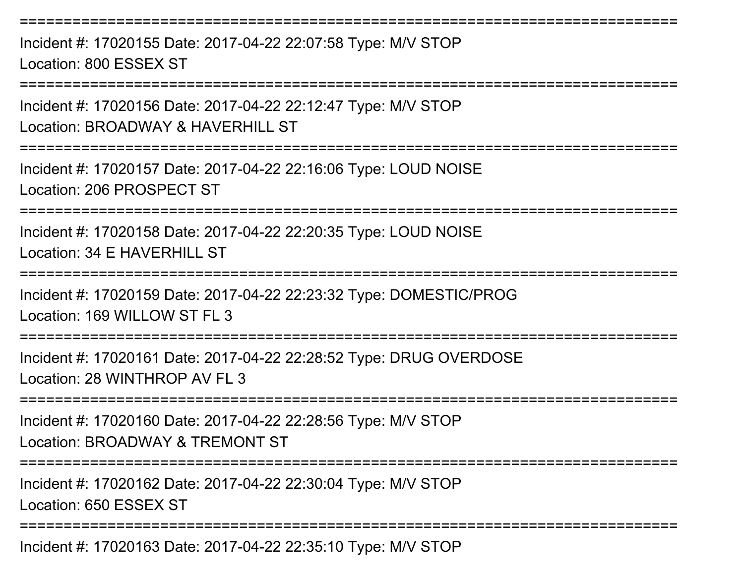===========================================================================

Incident #: 17020155 Date: 2017-04-22 22:07:58 Type: M/V STOP

Location: 800 ESSEX ST

===========================================================================

Incident #: 17020156 Date: 2017-04-22 22:12:47 Type: M/V STOP

Location: BROADWAY & HAVERHILL ST

===========================================================================

Incident #: 17020157 Date: 2017-04-22 22:16:06 Type: LOUD NOISE

Location: 206 PROSPECT ST

===========================================================================

Incident #: 17020158 Date: 2017-04-22 22:20:35 Type: LOUD NOISE

Location: 34 E HAVERHILL ST

===========================================================================

Incident #: 17020159 Date: 2017-04-22 22:23:32 Type: DOMESTIC/PROG

Location: 169 WILLOW ST FL 3

===========================================================================

Incident #: 17020161 Date: 2017-04-22 22:28:52 Type: DRUG OVERDOSE

Location: 28 WINTHROP AV FL 3

===========================================================================

Incident #: 17020160 Date: 2017-04-22 22:28:56 Type: M/V STOP

Location: BROADWAY & TREMONT ST

===========================================================================

Incident #: 17020162 Date: 2017-04-22 22:30:04 Type: M/V STOP

Location: 650 ESSEX ST

===========================================================================

Incident #: 17020163 Date: 2017-04-22 22:35:10 Type: M/V STOP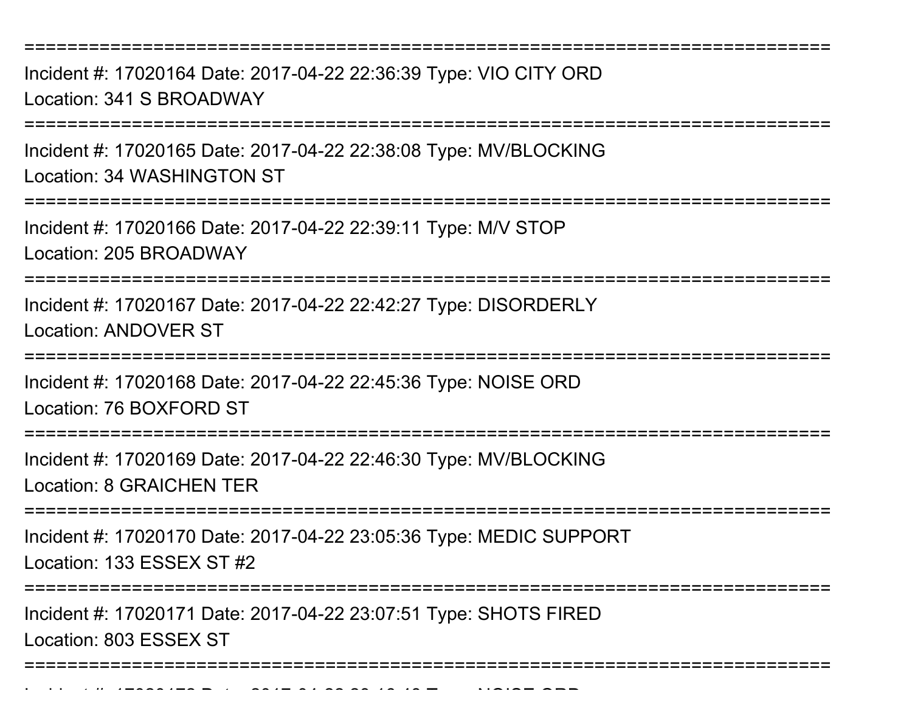===========================================================================

Incident #: 17020164 Date: 2017-04-22 22:36:39 Type: VIO CITY ORD
Location: 341 S BROADWAY

===========================================================================

Incident #: 17020165 Date: 2017-04-22 22:38:08 Type: MV/BLOCKING
Location: 34 WASHINGTON ST

===========================================================================

Incident #: 17020166 Date: 2017-04-22 22:39:11 Type: M/V STOP
Location: 205 BROADWAY

===========================================================================

Incident #: 17020167 Date: 2017-04-22 22:42:27 Type: DISORDERLY
Location: ANDOVER ST

===========================================================================

Incident #: 17020168 Date: 2017-04-22 22:45:36 Type: NOISE ORD
Location: 76 BOXFORD ST

===========================================================================

Incident #: 17020169 Date: 2017-04-22 22:46:30 Type: MV/BLOCKING
Location: 8 GRAICHEN TER

===========================================================================

Incident #: 17020170 Date: 2017-04-22 23:05:36 Type: MEDIC SUPPORT
Location: 133 ESSEX ST #2

===========================================================================

Incident #: 17020171 Date: 2017-04-22 23:07:51 Type: SHOTS FIRED
Location: 803 ESSEX ST

===========================================================================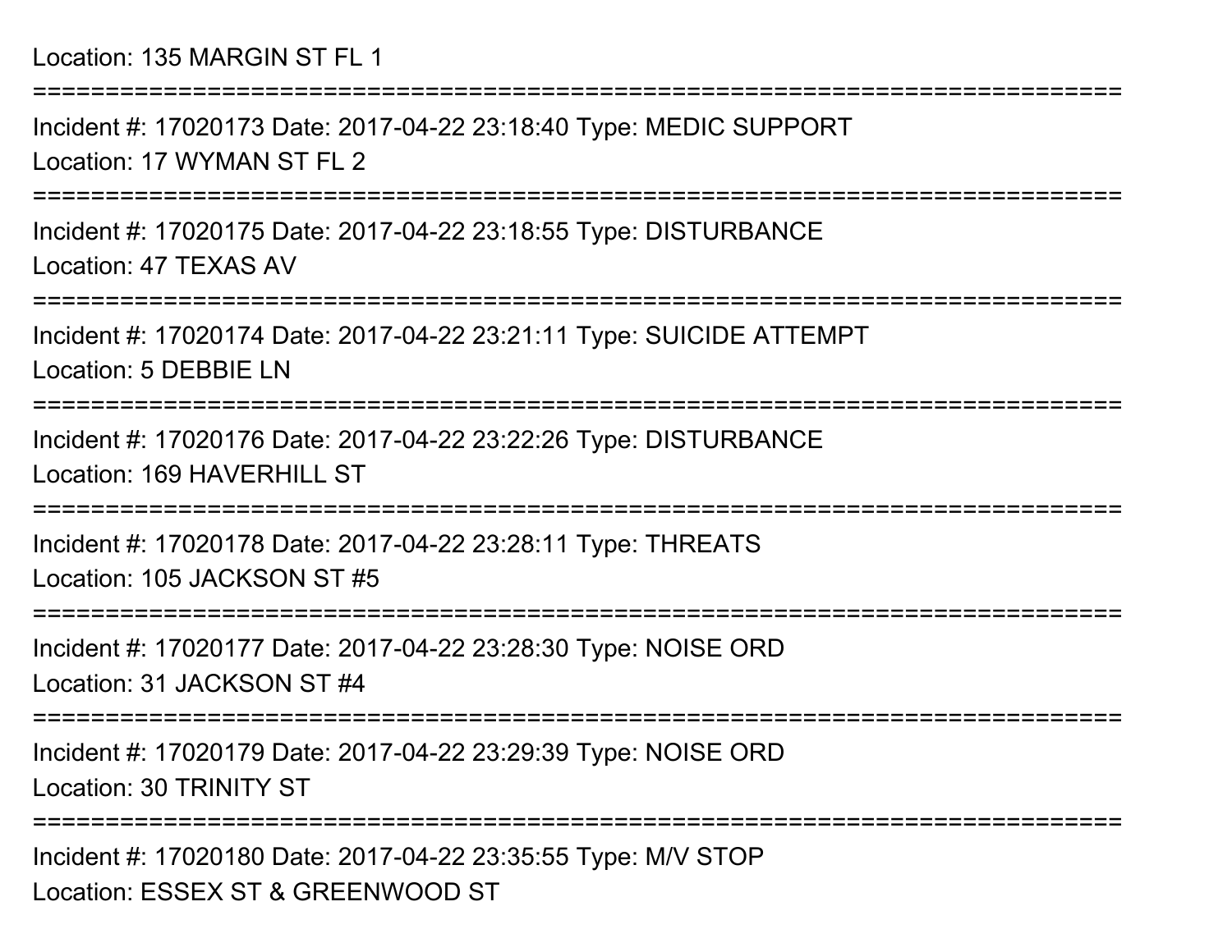Location: 135 MARGIN ST FL 1

===========================================================================

Incident #: 17020173 Date: 2017-04-22 23:18:40 Type: MEDIC SUPPORT

Location: 17 WYMAN ST FL 2

===========================================================================

Incident #: 17020175 Date: 2017-04-22 23:18:55 Type: DISTURBANCE

Location: 47 TEXAS AV

===========================================================================

Incident #: 17020174 Date: 2017-04-22 23:21:11 Type: SUICIDE ATTEMPT

Location: 5 DEBBIE LN

===========================================================================

Incident #: 17020176 Date: 2017-04-22 23:22:26 Type: DISTURBANCE

Location: 169 HAVERHILL ST

===========================================================================

Incident #: 17020178 Date: 2017-04-22 23:28:11 Type: THREATS

Location: 105 JACKSON ST #5

===========================================================================

Incident #: 17020177 Date: 2017-04-22 23:28:30 Type: NOISE ORD

Location: 31 JACKSON ST #4

===========================================================================

Incident #: 17020179 Date: 2017-04-22 23:29:39 Type: NOISE ORD

Location: 30 TRINITY ST

===========================================================================

Incident #: 17020180 Date: 2017-04-22 23:35:55 Type: M/V STOP

Location: ESSEX ST & GREENWOOD ST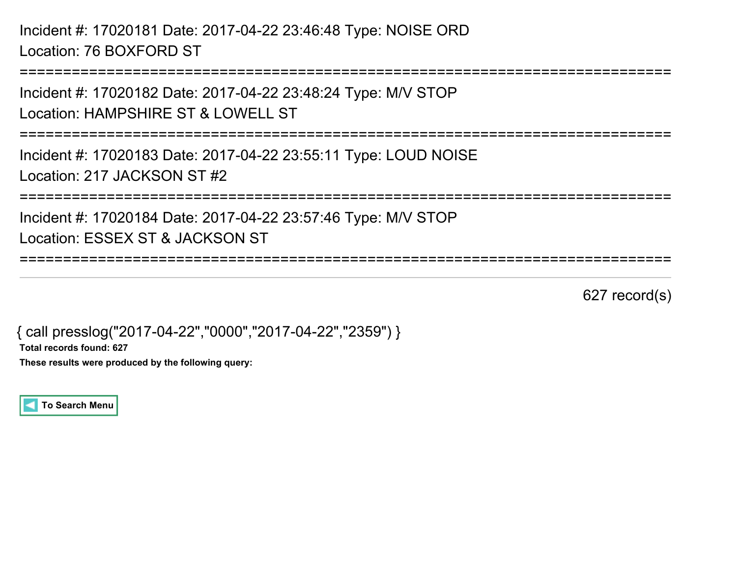Incident #: 17020181 Date: 2017-04-22 23:46:48 Type: NOISE ORD
Location: 76 BOXFORD ST

===========================================================================

Incident #: 17020182 Date: 2017-04-22 23:48:24 Type: M/V STOP
Location: HAMPSHIRE ST & LOWELL ST

===========================================================================

Incident #: 17020183 Date: 2017-04-22 23:55:11 Type: LOUD NOISE
Location: 217 JACKSON ST #2

===========================================================================

Incident #: 17020184 Date: 2017-04-22 23:57:46 Type: M/V STOP
Location: ESSEX ST & JACKSON ST

===========================================================================

---

627 record(s)

{ call presslog("2017-04-22","0000","2017-04-22","2359") }

**Total records found: 627**

**These results were produced by the following query:**

**To Search Menu**